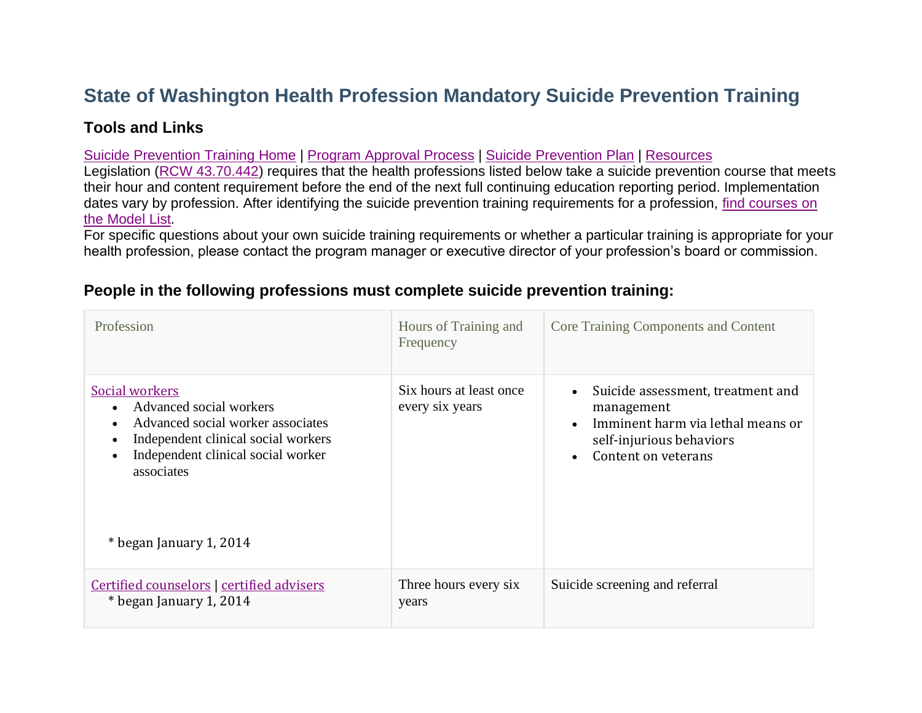# State of Washington Health Profession Mandatory Suicide Prevention Training

## Tools and Links

[Suicide Prevention Training Home](#) | [Program Approval Process](#) | [Suicide Prevention Plan](#) | [Resources](#)

Legislation ([RCW 43.70.442](#)) requires that the health professions listed below take a suicide prevention course that meets their hour and content requirement before the end of the next full continuing education reporting period. Implementation dates vary by profession. After identifying the suicide prevention training requirements for a profession, [find courses on the Model List](#).

For specific questions about your own suicide training requirements or whether a particular training is appropriate for your health profession, please contact the program manager or executive director of your profession's board or commission.

### People in the following professions must complete suicide prevention training:

| Profession | Hours of Training and Frequency | Core Training Components and Content |
| --- | --- | --- |
| [Social workers](#)<br>• Advanced social workers<br>• Advanced social worker associates<br>• Independent clinical social workers<br>• Independent clinical social worker associates<br><br>* began January 1, 2014 | Six hours at least once every six years | • Suicide assessment, treatment and management<br>• Imminent harm via lethal means or self-injurious behaviors<br>• Content on veterans |
| [Certified counselors](#) \| [certified advisers](#)<br>* began January 1, 2014 | Three hours every six years | Suicide screening and referral |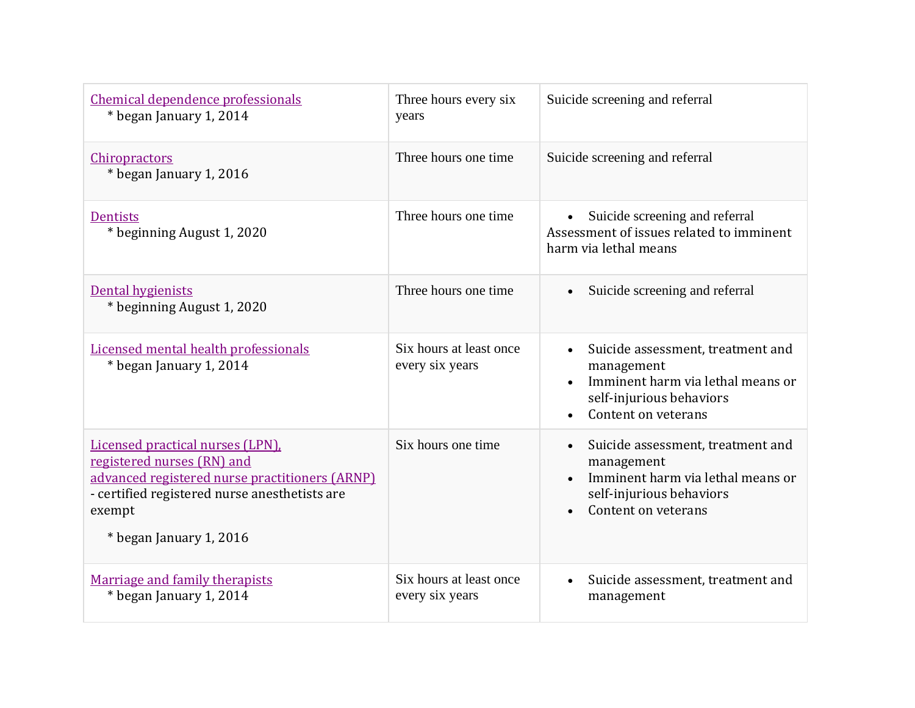| | | |
|---|---|---|
| Chemical dependence professionals<br>* began January 1, 2014 | Three hours every six years | Suicide screening and referral |
| Chiropractors<br>* began January 1, 2016 | Three hours one time | Suicide screening and referral |
| Dentists<br>* beginning August 1, 2020 | Three hours one time | • Suicide screening and referral<br>Assessment of issues related to imminent harm via lethal means |
| Dental hygienists<br>* beginning August 1, 2020 | Three hours one time | • Suicide screening and referral |
| Licensed mental health professionals<br>* began January 1, 2014 | Six hours at least once every six years | • Suicide assessment, treatment and management<br>• Imminent harm via lethal means or self-injurious behaviors<br>• Content on veterans |
| Licensed practical nurses (LPN), registered nurses (RN) and advanced registered nurse practitioners (ARNP)<br>- certified registered nurse anesthetists are exempt<br>* began January 1, 2016 | Six hours one time | • Suicide assessment, treatment and management<br>• Imminent harm via lethal means or self-injurious behaviors<br>• Content on veterans |
| Marriage and family therapists<br>* began January 1, 2014 | Six hours at least once every six years | • Suicide assessment, treatment and management |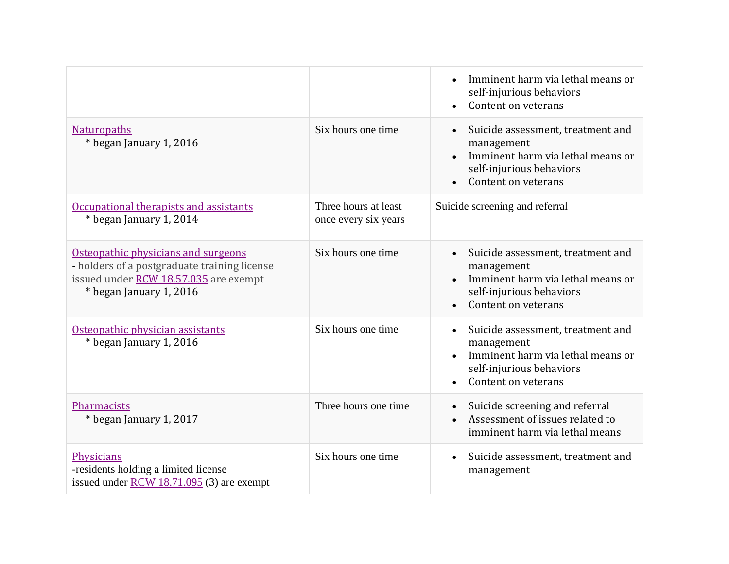| | | |
|---|---|---|
| | | • Imminent harm via lethal means or self-injurious behaviors<br>• Content on veterans |
| Naturopaths<br>* began January 1, 2016 | Six hours one time | • Suicide assessment, treatment and management<br>• Imminent harm via lethal means or self-injurious behaviors<br>• Content on veterans |
| Occupational therapists and assistants<br>* began January 1, 2014 | Three hours at least once every six years | Suicide screening and referral |
| Osteopathic physicians and surgeons<br>- holders of a postgraduate training license issued under RCW 18.57.035 are exempt<br>* began January 1, 2016 | Six hours one time | • Suicide assessment, treatment and management<br>• Imminent harm via lethal means or self-injurious behaviors<br>• Content on veterans |
| Osteopathic physician assistants<br>* began January 1, 2016 | Six hours one time | • Suicide assessment, treatment and management<br>• Imminent harm via lethal means or self-injurious behaviors<br>• Content on veterans |
| Pharmacists<br>* began January 1, 2017 | Three hours one time | • Suicide screening and referral<br>• Assessment of issues related to imminent harm via lethal means |
| Physicians<br>-residents holding a limited license issued under RCW 18.71.095 (3) are exempt | Six hours one time | • Suicide assessment, treatment and management |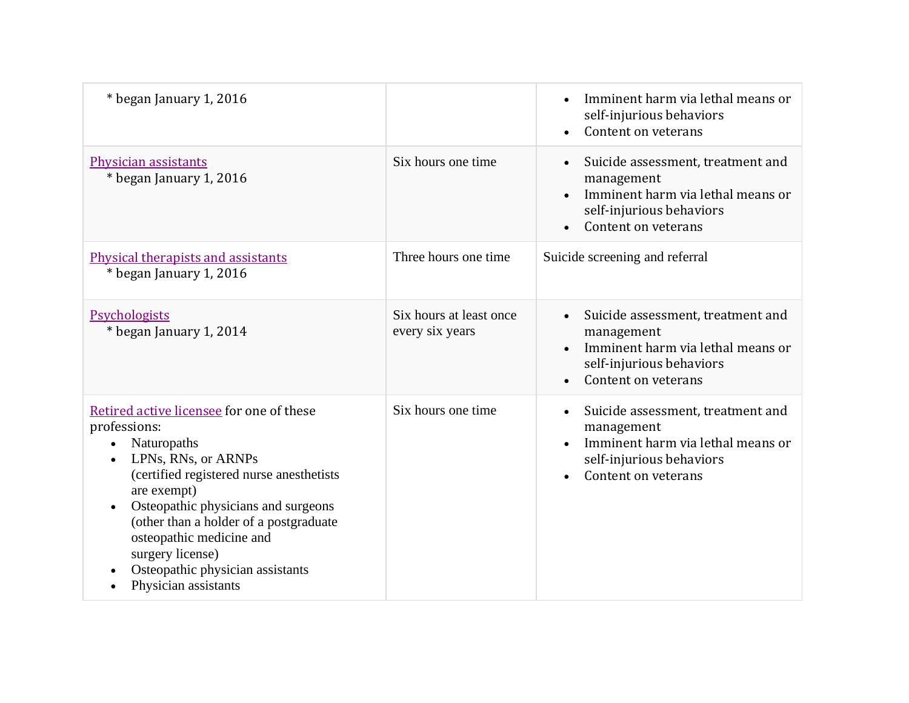| | | |
|---|---|---|
| * began January 1, 2016 | | • Imminent harm via lethal means or self-injurious behaviors<br>• Content on veterans |
| Physician assistants<br>* began January 1, 2016 | Six hours one time | • Suicide assessment, treatment and management<br>• Imminent harm via lethal means or self-injurious behaviors<br>• Content on veterans |
| Physical therapists and assistants<br>* began January 1, 2016 | Three hours one time | Suicide screening and referral |
| Psychologists<br>* began January 1, 2014 | Six hours at least once every six years | • Suicide assessment, treatment and management<br>• Imminent harm via lethal means or self-injurious behaviors<br>• Content on veterans |
| Retired active licensee for one of these professions:<br>• Naturopaths<br>• LPNs, RNs, or ARNPs (certified registered nurse anesthetists are exempt)<br>• Osteopathic physicians and surgeons (other than a holder of a postgraduate osteopathic medicine and surgery license)<br>• Osteopathic physician assistants<br>• Physician assistants | Six hours one time | • Suicide assessment, treatment and management<br>• Imminent harm via lethal means or self-injurious behaviors<br>• Content on veterans |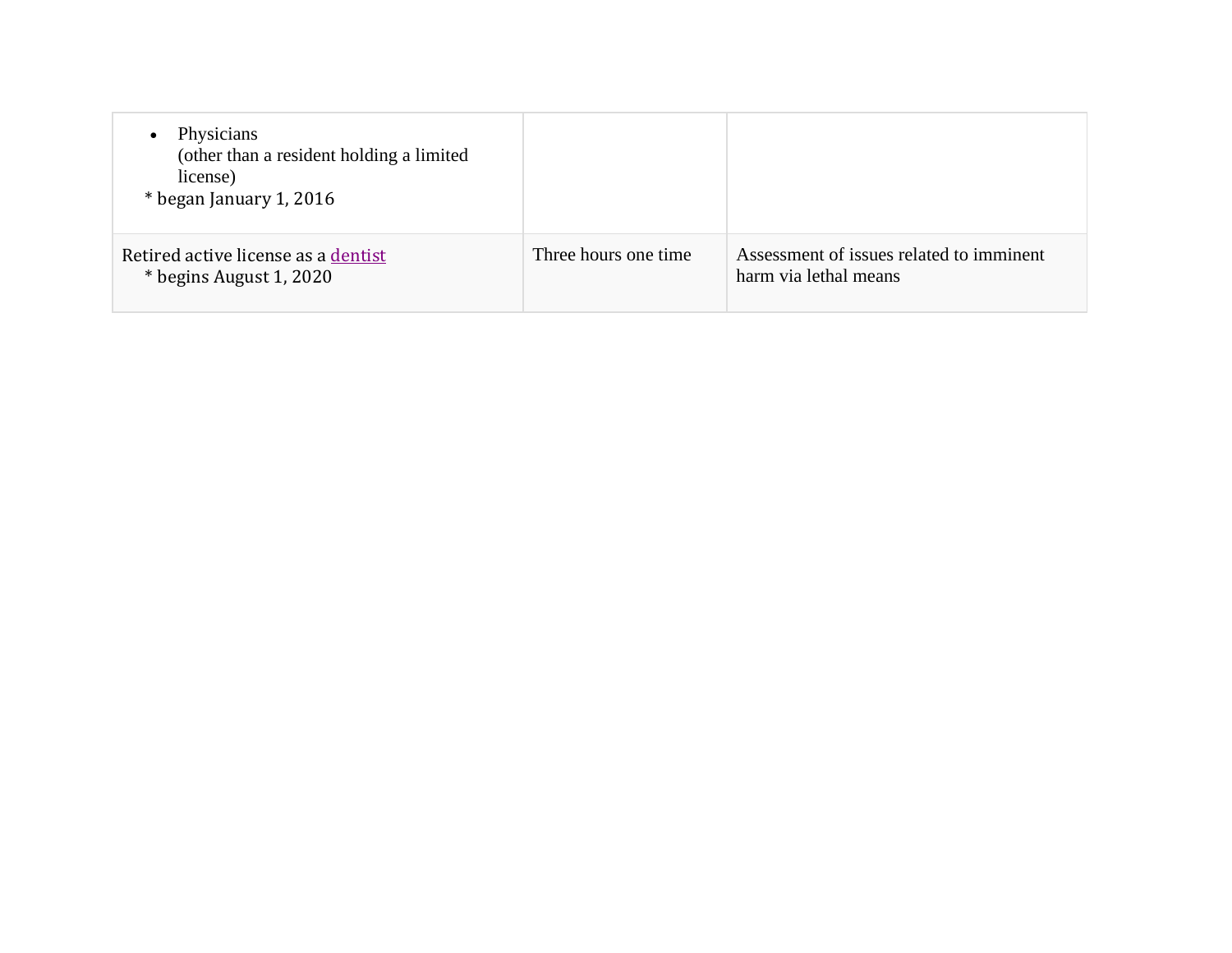| | | |
|---|---|---|
| • Physicians (other than a resident holding a limited license)<br>* began January 1, 2016 | | |
| Retired active license as a dentist<br>* begins August 1, 2020 | Three hours one time | Assessment of issues related to imminent harm via lethal means |